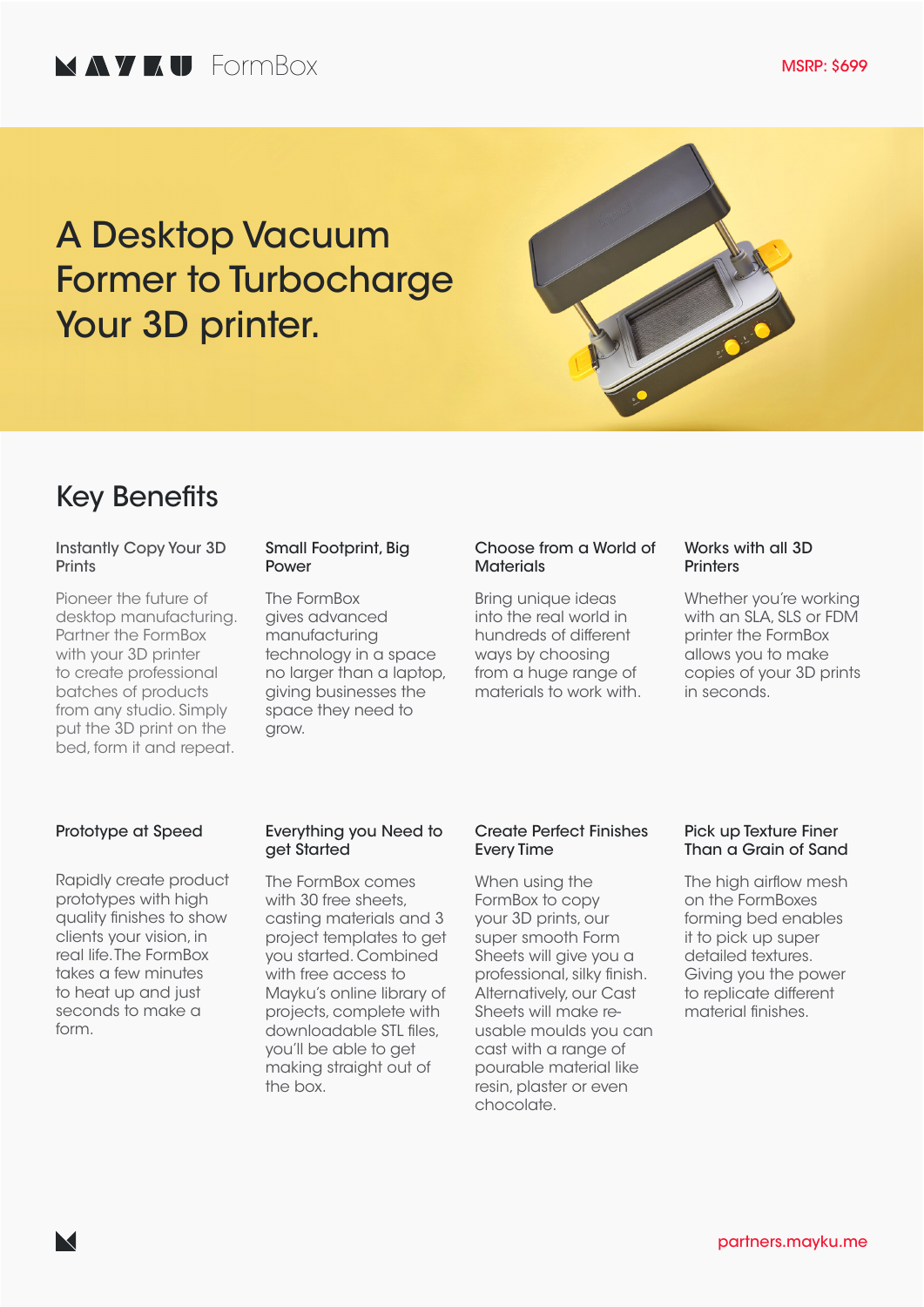MAYKU FormBox

MSRP: $699

# A Desktop Vacuum Former to Turbocharge Your 3D printer.

## Key Benefits

### Instantly Copy Your 3D Prints

Pioneer the future of desktop manufacturing. Partner the FormBox with your 3D printer to create professional batches of products from any studio. Simply put the 3D print on the bed, form it and repeat.

### Small Footprint, Big Power

The FormBox gives advanced manufacturing technology in a space no larger than a laptop, giving businesses the space they need to grow.

### Choose from a World of Materials

Bring unique ideas into the real world in hundreds of different ways by choosing from a huge range of materials to work with.

### Works with all 3D Printers

Whether you're working with an SLA, SLS or FDM printer the FormBox allows you to make copies of your 3D prints in seconds.

### Prototype at Speed

Rapidly create product prototypes with high quality finishes to show clients your vision, in real life. The FormBox takes a few minutes to heat up and just seconds to make a form.

### Everything you Need to get Started

The FormBox comes with 30 free sheets, casting materials and 3 project templates to get you started. Combined with free access to Mayku's online library of projects, complete with downloadable STL files, you'll be able to get making straight out of the box.

### Create Perfect Finishes Every Time

When using the FormBox to copy your 3D prints, our super smooth Form Sheets will give you a professional, silky finish. Alternatively, our Cast Sheets will make re-usable moulds you can cast with a range of pourable material like resin, plaster or even chocolate.

### Pick up Texture Finer Than a Grain of Sand

The high airflow mesh on the FormBoxes forming bed enables it to pick up super detailed textures. Giving you the power to replicate different material finishes.

partners.mayku.me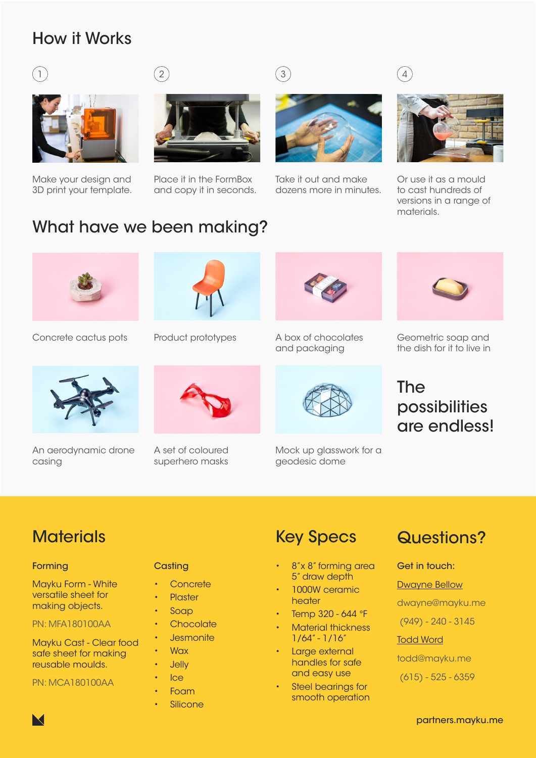## How it Works

1. Make your design and 3D print your template.
2. Place it in the FormBox and copy it in seconds.
3. Take it out and make dozens more in minutes.
4. Or use it as a mould to cast hundreds of versions in a range of materials.

## What have we been making?

Concrete cactus pots

Product prototypes

A box of chocolates and packaging

Geometric soap and the dish for it to live in

An aerodynamic drone casing

A set of coloured superhero masks

Mock up glasswork for a geodesic dome

**The possibilities are endless!**

## Materials

### Forming

Mayku Form - White versatile sheet for making objects.

PN: MFA180100AA

Mayku Cast - Clear food safe sheet for making reusable moulds.

PN: MCA180100AA

### Casting

- Concrete
- Plaster
- Soap
- Chocolate
- Jesmonite
- Wax
- Jelly
- Ice
- Foam
- Silicone

## Key Specs

- 8″x 8″ forming area 5″ draw depth
- 1000W ceramic heater
- Temp 320 - 644 °F
- Material thickness 1/64″ - 1/16″
- Large external handles for safe and easy use
- Steel bearings for smooth operation

## Questions?

Get in touch:

Dwayne Bellow

dwayne@mayku.me

(949) - 240 - 3145

Todd Word

todd@mayku.me

(615) - 525 - 6359

partners.mayku.me